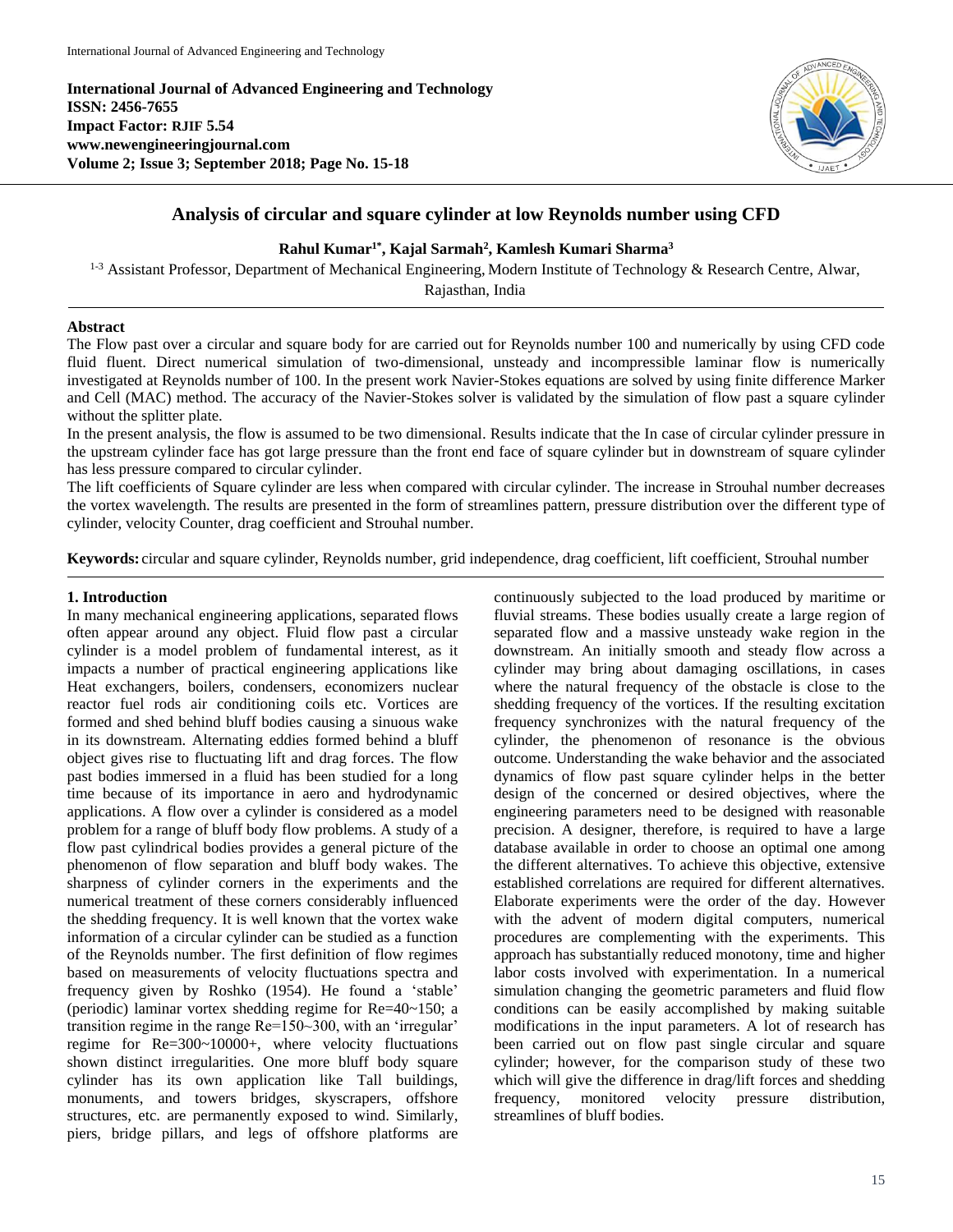International Journal of Advanced Engineering and Technology
ISSN: 2456-7655
Impact Factor: RJIF 5.54
www.newengineeringjournal.com
Volume 2; Issue 3; September 2018; Page No. 15-18

# Analysis of circular and square cylinder at low Reynolds number using CFD

**Rahul Kumar[1*], Kajal Sarmah[2], Kamlesh Kumari Sharma[3]**

[1-3] Assistant Professor, Department of Mechanical Engineering, Modern Institute of Technology & Research Centre, Alwar, Rajasthan, India

## Abstract

The Flow past over a circular and square body for are carried out for Reynolds number 100 and numerically by using CFD code fluid fluent. Direct numerical simulation of two-dimensional, unsteady and incompressible laminar flow is numerically investigated at Reynolds number of 100. In the present work Navier-Stokes equations are solved by using finite difference Marker and Cell (MAC) method. The accuracy of the Navier-Stokes solver is validated by the simulation of flow past a square cylinder without the splitter plate.

In the present analysis, the flow is assumed to be two dimensional. Results indicate that the In case of circular cylinder pressure in the upstream cylinder face has got large pressure than the front end face of square cylinder but in downstream of square cylinder has less pressure compared to circular cylinder.

The lift coefficients of Square cylinder are less when compared with circular cylinder. The increase in Strouhal number decreases the vortex wavelength. The results are presented in the form of streamlines pattern, pressure distribution over the different type of cylinder, velocity Counter, drag coefficient and Strouhal number.

**Keywords:** circular and square cylinder, Reynolds number, grid independence, drag coefficient, lift coefficient, Strouhal number

## 1. Introduction

In many mechanical engineering applications, separated flows often appear around any object. Fluid flow past a circular cylinder is a model problem of fundamental interest, as it impacts a number of practical engineering applications like Heat exchangers, boilers, condensers, economizers nuclear reactor fuel rods air conditioning coils etc. Vortices are formed and shed behind bluff bodies causing a sinuous wake in its downstream. Alternating eddies formed behind a bluff object gives rise to fluctuating lift and drag forces. The flow past bodies immersed in a fluid has been studied for a long time because of its importance in aero and hydrodynamic applications. A flow over a cylinder is considered as a model problem for a range of bluff body flow problems. A study of a flow past cylindrical bodies provides a general picture of the phenomenon of flow separation and bluff body wakes. The sharpness of cylinder corners in the experiments and the numerical treatment of these corners considerably influenced the shedding frequency. It is well known that the vortex wake information of a circular cylinder can be studied as a function of the Reynolds number. The first definition of flow regimes based on measurements of velocity fluctuations spectra and frequency given by Roshko (1954). He found a 'stable' (periodic) laminar vortex shedding regime for Re=40~150; a transition regime in the range Re=150~300, with an 'irregular' regime for Re=300~10000+, where velocity fluctuations shown distinct irregularities. One more bluff body square cylinder has its own application like Tall buildings, monuments, and towers bridges, skyscrapers, offshore structures, etc. are permanently exposed to wind. Similarly, piers, bridge pillars, and legs of offshore platforms are continuously subjected to the load produced by maritime or fluvial streams. These bodies usually create a large region of separated flow and a massive unsteady wake region in the downstream. An initially smooth and steady flow across a cylinder may bring about damaging oscillations, in cases where the natural frequency of the obstacle is close to the shedding frequency of the vortices. If the resulting excitation frequency synchronizes with the natural frequency of the cylinder, the phenomenon of resonance is the obvious outcome. Understanding the wake behavior and the associated dynamics of flow past square cylinder helps in the better design of the concerned or desired objectives, where the engineering parameters need to be designed with reasonable precision. A designer, therefore, is required to have a large database available in order to choose an optimal one among the different alternatives. To achieve this objective, extensive established correlations are required for different alternatives. Elaborate experiments were the order of the day. However with the advent of modern digital computers, numerical procedures are complementing with the experiments. This approach has substantially reduced monotony, time and higher labor costs involved with experimentation. In a numerical simulation changing the geometric parameters and fluid flow conditions can be easily accomplished by making suitable modifications in the input parameters. A lot of research has been carried out on flow past single circular and square cylinder; however, for the comparison study of these two which will give the difference in drag/lift forces and shedding frequency, monitored velocity pressure distribution, streamlines of bluff bodies.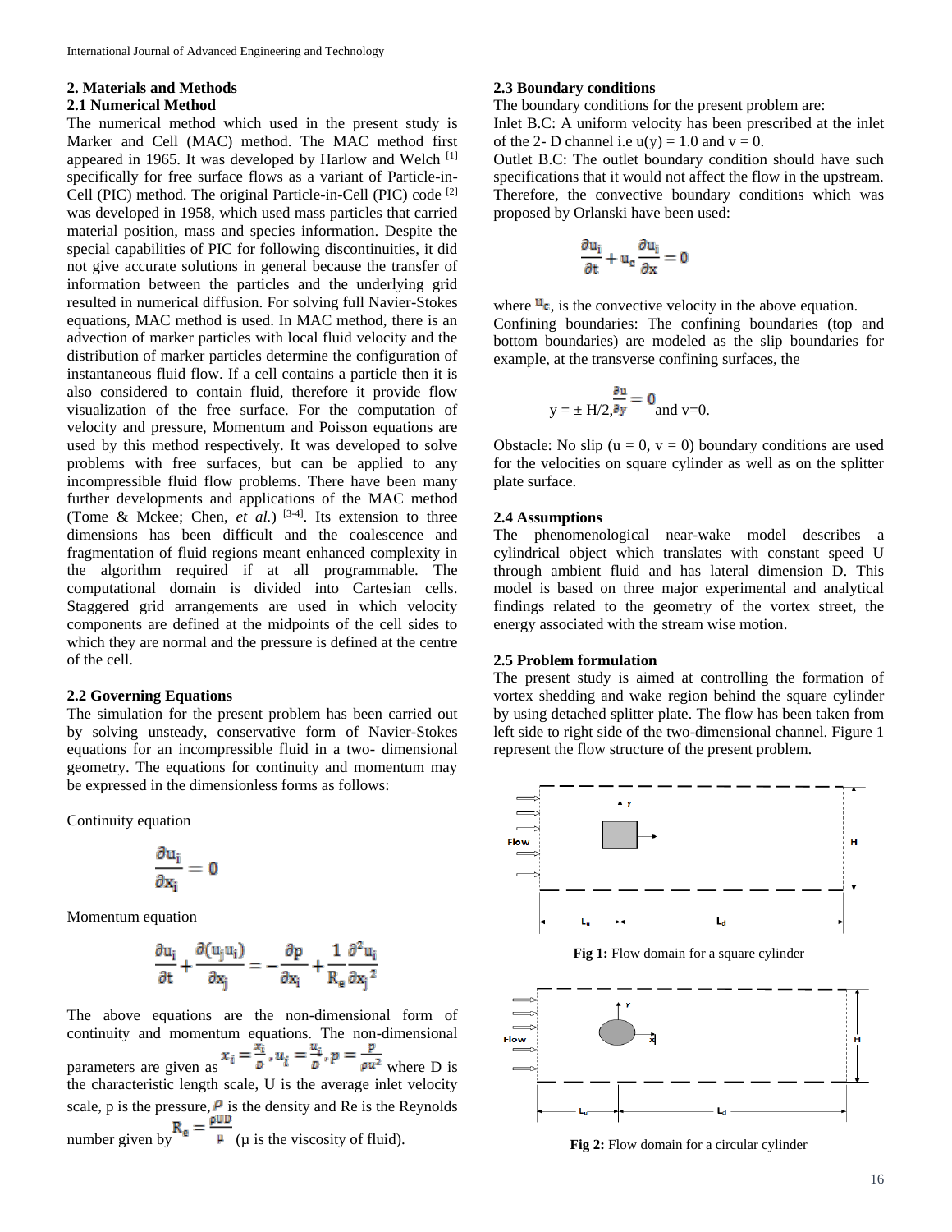## 2. Materials and Methods

### 2.1 Numerical Method

The numerical method which used in the present study is Marker and Cell (MAC) method. The MAC method first appeared in 1965. It was developed by Harlow and Welch [1] specifically for free surface flows as a variant of Particle-in-Cell (PIC) method. The original Particle-in-Cell (PIC) code [2] was developed in 1958, which used mass particles that carried material position, mass and species information. Despite the special capabilities of PIC for following discontinuities, it did not give accurate solutions in general because the transfer of information between the particles and the underlying grid resulted in numerical diffusion. For solving full Navier-Stokes equations, MAC method is used. In MAC method, there is an advection of marker particles with local fluid velocity and the distribution of marker particles determine the configuration of instantaneous fluid flow. If a cell contains a particle then it is also considered to contain fluid, therefore it provide flow visualization of the free surface. For the computation of velocity and pressure, Momentum and Poisson equations are used by this method respectively. It was developed to solve problems with free surfaces, but can be applied to any incompressible fluid flow problems. There have been many further developments and applications of the MAC method (Tome & Mckee; Chen, *et al.*) [3-4]. Its extension to three dimensions has been difficult and the coalescence and fragmentation of fluid regions meant enhanced complexity in the algorithm required if at all programmable. The computational domain is divided into Cartesian cells. Staggered grid arrangements are used in which velocity components are defined at the midpoints of the cell sides to which they are normal and the pressure is defined at the centre of the cell.

### 2.2 Governing Equations

The simulation for the present problem has been carried out by solving unsteady, conservative form of Navier-Stokes equations for an incompressible fluid in a two- dimensional geometry. The equations for continuity and momentum may be expressed in the dimensionless forms as follows:

Continuity equation

$$\frac{\partial u_i}{\partial x_i} = 0$$

Momentum equation

$$\frac{\partial u_i}{\partial t} + \frac{\partial (u_j u_i)}{\partial x_j} = -\frac{\partial p}{\partial x_i} + \frac{1}{R_e}\frac{\partial^2 u_i}{\partial x_j{}^2}$$

The above equations are the non-dimensional form of continuity and momentum equations. The non-dimensional parameters are given as $x_i = \frac{x_i}{D}, u_i = \frac{u_i}{D}, p = \frac{p}{\rho u^2}$ where D is the characteristic length scale, U is the average inlet velocity scale, p is the pressure, $\rho$ is the density and Re is the Reynolds number given by $R_e = \frac{\rho U D}{\mu}$ (μ is the viscosity of fluid).

### 2.3 Boundary conditions

The boundary conditions for the present problem are:

Inlet B.C: A uniform velocity has been prescribed at the inlet of the 2- D channel i.e u(y) = 1.0 and v = 0.

Outlet B.C: The outlet boundary condition should have such specifications that it would not affect the flow in the upstream. Therefore, the convective boundary conditions which was proposed by Orlanski have been used:

$$\frac{\partial u_i}{\partial t} + u_c \frac{\partial u_i}{\partial x} = 0$$

where $u_c$, is the convective velocity in the above equation.

Confining boundaries: The confining boundaries (top and bottom boundaries) are modeled as the slip boundaries for example, at the transverse confining surfaces, the

$$y = \pm H/2, \frac{\partial u}{\partial y} = 0 \text{ and } v=0.$$

Obstacle: No slip (u = 0, v = 0) boundary conditions are used for the velocities on square cylinder as well as on the splitter plate surface.

### 2.4 Assumptions

The phenomenological near-wake model describes a cylindrical object which translates with constant speed U through ambient fluid and has lateral dimension D. This model is based on three major experimental and analytical findings related to the geometry of the vortex street, the energy associated with the stream wise motion.

### 2.5 Problem formulation

The present study is aimed at controlling the formation of vortex shedding and wake region behind the square cylinder by using detached splitter plate. The flow has been taken from left side to right side of the two-dimensional channel. Figure 1 represent the flow structure of the present problem.

**Fig 1:** Flow domain for a square cylinder

**Fig 2:** Flow domain for a circular cylinder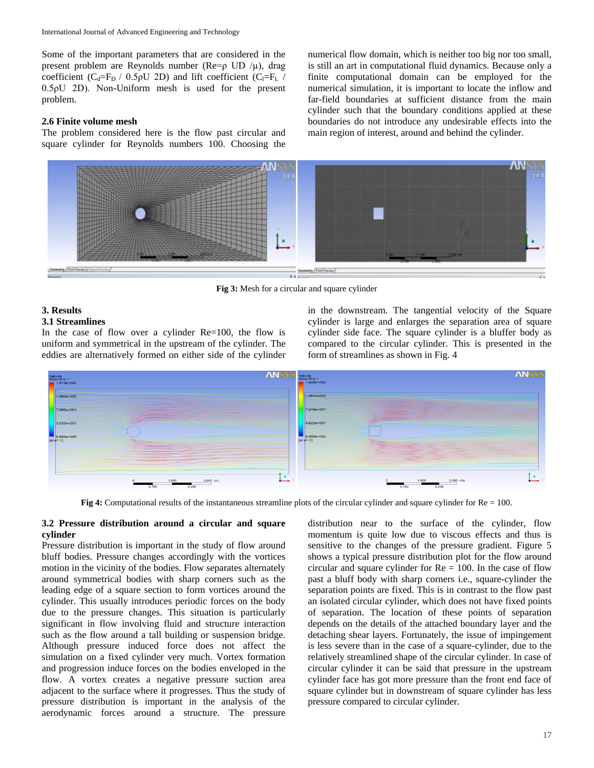Some of the important parameters that are considered in the present problem are Reynolds number (Re=ρ UD /μ), drag coefficient ($C_d$=$F_D$ / 0.5ρU 2D) and lift coefficient ($C_l$=$F_L$ / 0.5ρU 2D). Non-Uniform mesh is used for the present problem.

**2.6 Finite volume mesh**

The problem considered here is the flow past circular and square cylinder for Reynolds numbers 100. Choosing the numerical flow domain, which is neither too big nor too small, is still an art in computational fluid dynamics. Because only a finite computational domain can be employed for the numerical simulation, it is important to locate the inflow and far-field boundaries at sufficient distance from the main cylinder such that the boundary conditions applied at these boundaries do not introduce any undesirable effects into the main region of interest, around and behind the cylinder.

**Fig 3:** Mesh for a circular and square cylinder

## 3. Results

### 3.1 Streamlines

In the case of flow over a cylinder Re=100, the flow is uniform and symmetrical in the upstream of the cylinder. The eddies are alternatively formed on either side of the cylinder in the downstream. The tangential velocity of the Square cylinder is large and enlarges the separation area of square cylinder side face. The square cylinder is a bluffer body as compared to the circular cylinder. This is presented in the form of streamlines as shown in Fig. 4

**Fig 4:** Computational results of the instantaneous streamline plots of the circular cylinder and square cylinder for Re = 100.

### 3.2 Pressure distribution around a circular and square cylinder

Pressure distribution is important in the study of flow around bluff bodies. Pressure changes accordingly with the vortices motion in the vicinity of the bodies. Flow separates alternately around symmetrical bodies with sharp corners such as the leading edge of a square section to form vortices around the cylinder. This usually introduces periodic forces on the body due to the pressure changes. This situation is particularly significant in flow involving fluid and structure interaction such as the flow around a tall building or suspension bridge. Although pressure induced force does not affect the simulation on a fixed cylinder very much. Vortex formation and progression induce forces on the bodies enveloped in the flow. A vortex creates a negative pressure suction area adjacent to the surface where it progresses. Thus the study of pressure distribution is important in the analysis of the aerodynamic forces around a structure. The pressure distribution near to the surface of the cylinder, flow momentum is quite low due to viscous effects and thus is sensitive to the changes of the pressure gradient. Figure 5 shows a typical pressure distribution plot for the flow around circular and square cylinder for Re = 100. In the case of flow past a bluff body with sharp corners i.e., square-cylinder the separation points are fixed. This is in contrast to the flow past an isolated circular cylinder, which does not have fixed points of separation. The location of these points of separation depends on the details of the attached boundary layer and the detaching shear layers. Fortunately, the issue of impingement is less severe than in the case of a square-cylinder, due to the relatively streamlined shape of the circular cylinder. In case of circular cylinder it can be said that pressure in the upstream cylinder face has got more pressure than the front end face of square cylinder but in downstream of square cylinder has less pressure compared to circular cylinder.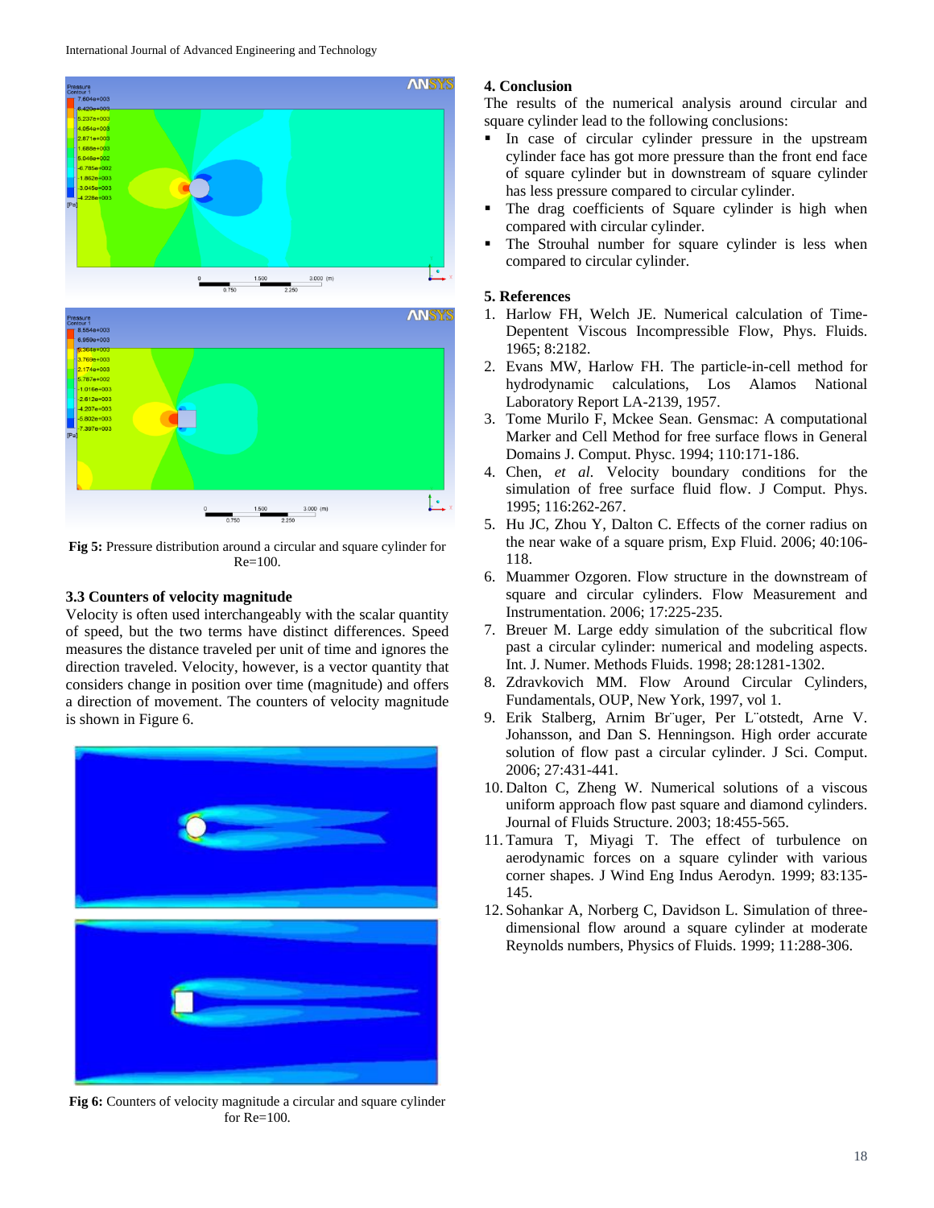Pressure
Contour 1
7.604e+003
6.420e+003
5.237e+003
4.054e+003
2.871e+003
1.688e+003
5.046e+002
-6.785e+002
-1.862e+003
-3.045e+003
-4.228e+003
[Pa]

ANSYS

0
1.500
3.000 (m)
0.750
2.250

Pressure
Contour 1
8.554e+003
6.959e+003
5.364e+003
3.769e+003
2.174e+003
5.787e+002
-1.016e+003
-2.612e+003
-4.207e+003
-5.802e+003
-7.397e+003
[Pa]

ANSYS

0
1.500
3.000 (m)
0.750
2.250

**Fig 5:** Pressure distribution around a circular and square cylinder for Re=100.

### 3.3 Counters of velocity magnitude

Velocity is often used interchangeably with the scalar quantity of speed, but the two terms have distinct differences. Speed measures the distance traveled per unit of time and ignores the direction traveled. Velocity, however, is a vector quantity that considers change in position over time (magnitude) and offers a direction of movement. The counters of velocity magnitude is shown in Figure 6.

**Fig 6:** Counters of velocity magnitude a circular and square cylinder for Re=100.

## 4. Conclusion

The results of the numerical analysis around circular and square cylinder lead to the following conclusions:

- In case of circular cylinder pressure in the upstream cylinder face has got more pressure than the front end face of square cylinder but in downstream of square cylinder has less pressure compared to circular cylinder.
- The drag coefficients of Square cylinder is high when compared with circular cylinder.
- The Strouhal number for square cylinder is less when compared to circular cylinder.

## 5. References

1. Harlow FH, Welch JE. Numerical calculation of Time-Depentent Viscous Incompressible Flow, Phys. Fluids. 1965; 8:2182.
2. Evans MW, Harlow FH. The particle-in-cell method for hydrodynamic calculations, Los Alamos National Laboratory Report LA-2139, 1957.
3. Tome Murilo F, Mckee Sean. Gensmac: A computational Marker and Cell Method for free surface flows in General Domains J. Comput. Physc. 1994; 110:171-186.
4. Chen, *et al.* Velocity boundary conditions for the simulation of free surface fluid flow. J Comput. Phys. 1995; 116:262-267.
5. Hu JC, Zhou Y, Dalton C. Effects of the corner radius on the near wake of a square prism, Exp Fluid. 2006; 40:106-118.
6. Muammer Ozgoren. Flow structure in the downstream of square and circular cylinders. Flow Measurement and Instrumentation. 2006; 17:225-235.
7. Breuer M. Large eddy simulation of the subcritical flow past a circular cylinder: numerical and modeling aspects. Int. J. Numer. Methods Fluids. 1998; 28:1281-1302.
8. Zdravkovich MM. Flow Around Circular Cylinders, Fundamentals, OUP, New York, 1997, vol 1.
9. Erik Stalberg, Arnim Br¨uger, Per L¨otstedt, Arne V. Johansson, and Dan S. Henningson. High order accurate solution of flow past a circular cylinder. J Sci. Comput. 2006; 27:431-441.
10. Dalton C, Zheng W. Numerical solutions of a viscous uniform approach flow past square and diamond cylinders. Journal of Fluids Structure. 2003; 18:455-565.
11. Tamura T, Miyagi T. The effect of turbulence on aerodynamic forces on a square cylinder with various corner shapes. J Wind Eng Indus Aerodyn. 1999; 83:135-145.
12. Sohankar A, Norberg C, Davidson L. Simulation of three-dimensional flow around a square cylinder at moderate Reynolds numbers, Physics of Fluids. 1999; 11:288-306.